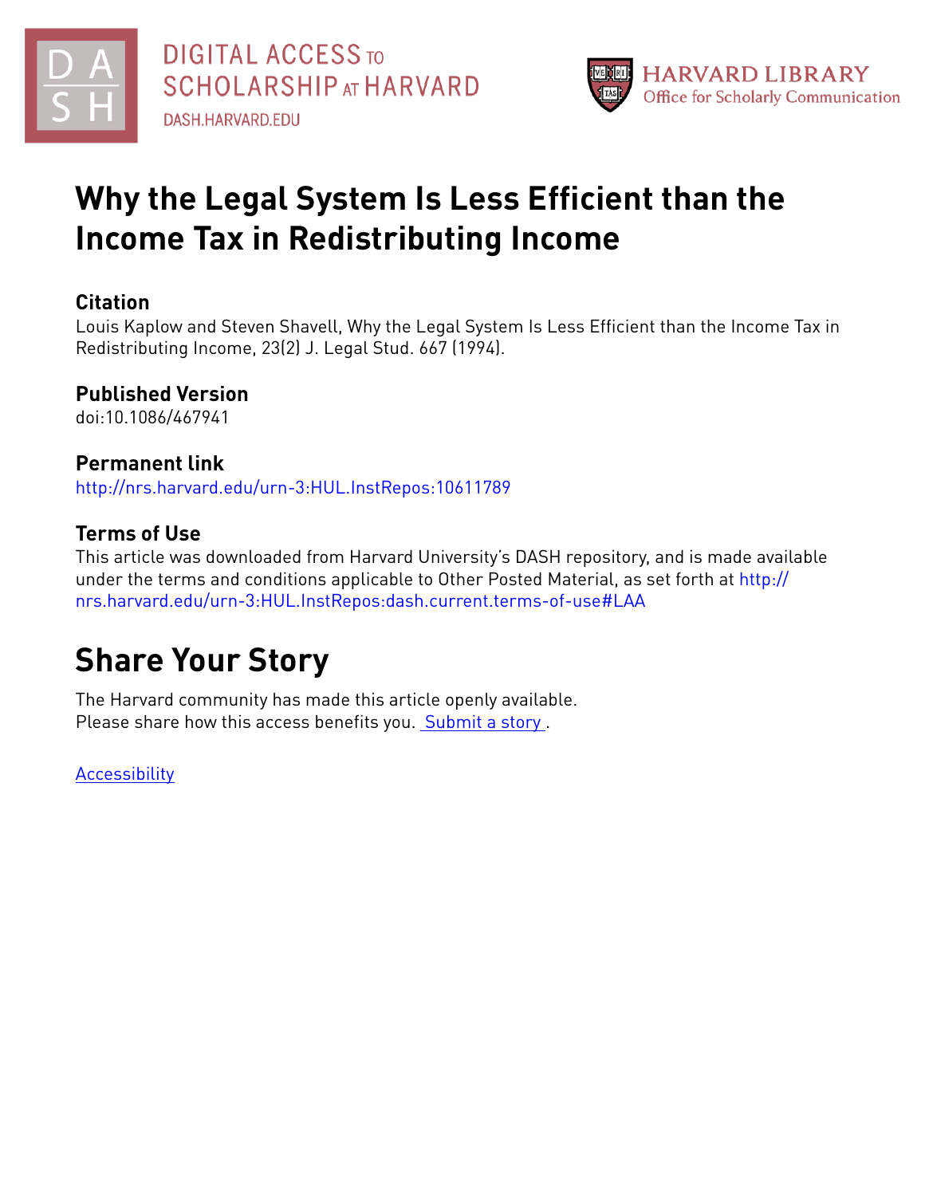# Why the Legal System Is Less Efficient than the Income Tax in Redistributing Income

## Citation

Louis Kaplow and Steven Shavell, Why the Legal System Is Less Efficient than the Income Tax in Redistributing Income, 23(2) J. Legal Stud. 667 (1994).

## Published Version

doi:10.1086/467941

## Permanent link

http://nrs.harvard.edu/urn-3:HUL.InstRepos:10611789

## Terms of Use

This article was downloaded from Harvard University's DASH repository, and is made available under the terms and conditions applicable to Other Posted Material, as set forth at http://nrs.harvard.edu/urn-3:HUL.InstRepos:dash.current.terms-of-use#LAA

# Share Your Story

The Harvard community has made this article openly available.
Please share how this access benefits you. Submit a story .

Accessibility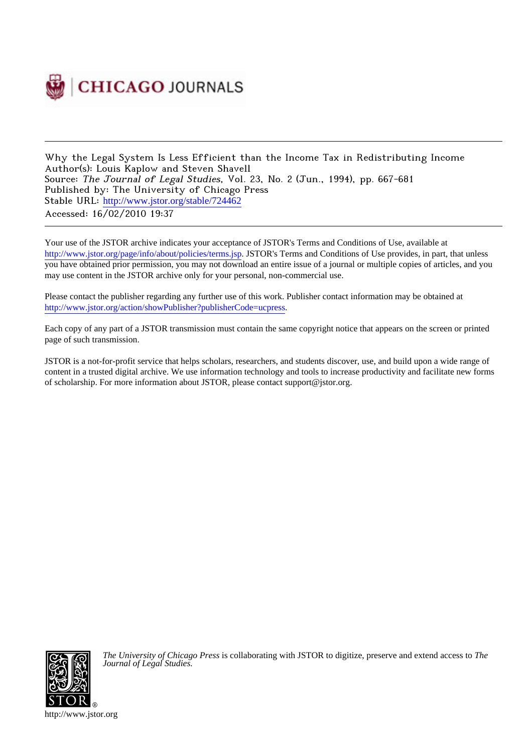Why the Legal System Is Less Efficient than the Income Tax in Redistributing Income
Author(s): Louis Kaplow and Steven Shavell
Source: *The Journal of Legal Studies*, Vol. 23, No. 2 (Jun., 1994), pp. 667-681
Published by: The University of Chicago Press
Stable URL: http://www.jstor.org/stable/724462
Accessed: 16/02/2010 19:37

Your use of the JSTOR archive indicates your acceptance of JSTOR's Terms and Conditions of Use, available at http://www.jstor.org/page/info/about/policies/terms.jsp. JSTOR's Terms and Conditions of Use provides, in part, that unless you have obtained prior permission, you may not download an entire issue of a journal or multiple copies of articles, and you may use content in the JSTOR archive only for your personal, non-commercial use.

Please contact the publisher regarding any further use of this work. Publisher contact information may be obtained at http://www.jstor.org/action/showPublisher?publisherCode=ucpress.

Each copy of any part of a JSTOR transmission must contain the same copyright notice that appears on the screen or printed page of such transmission.

JSTOR is a not-for-profit service that helps scholars, researchers, and students discover, use, and build upon a wide range of content in a trusted digital archive. We use information technology and tools to increase productivity and facilitate new forms of scholarship. For more information about JSTOR, please contact support@jstor.org.

*The University of Chicago Press* is collaborating with JSTOR to digitize, preserve and extend access to *The Journal of Legal Studies.*

http://www.jstor.org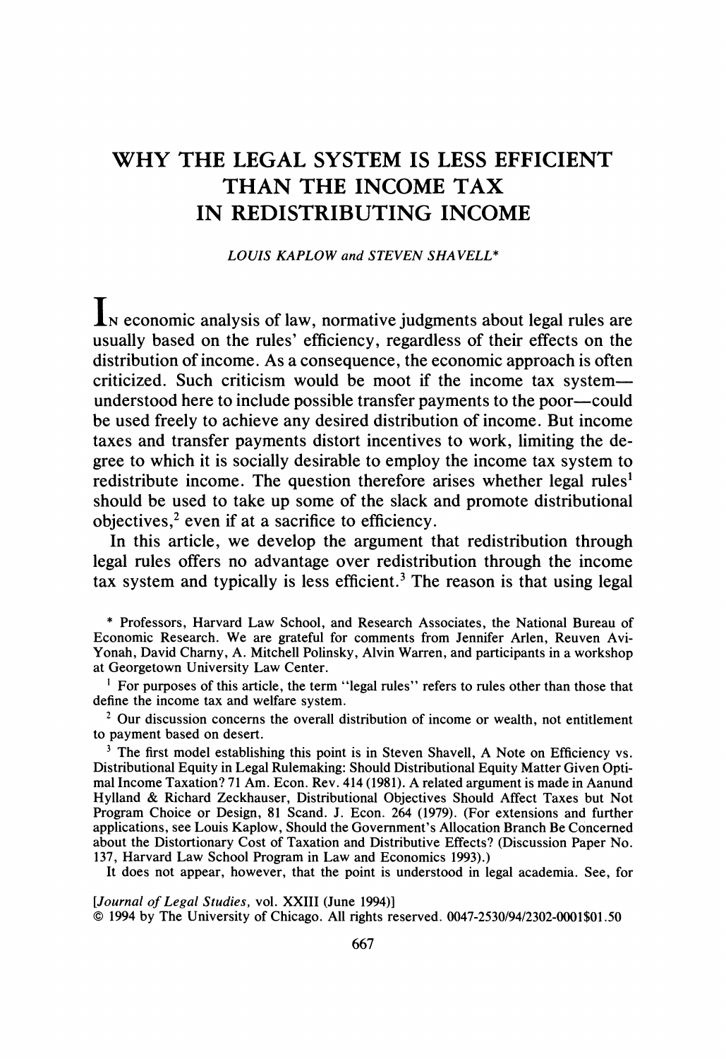# WHY THE LEGAL SYSTEM IS LESS EFFICIENT THAN THE INCOME TAX IN REDISTRIBUTING INCOME

LOUIS KAPLOW and STEVEN SHAVELL*

In economic analysis of law, normative judgments about legal rules are usually based on the rules' efficiency, regardless of their effects on the distribution of income. As a consequence, the economic approach is often criticized. Such criticism would be moot if the income tax system—understood here to include possible transfer payments to the poor—could be used freely to achieve any desired distribution of income. But income taxes and transfer payments distort incentives to work, limiting the degree to which it is socially desirable to employ the income tax system to redistribute income. The question therefore arises whether legal rules[1] should be used to take up some of the slack and promote distributional objectives,[2] even if at a sacrifice to efficiency.

In this article, we develop the argument that redistribution through legal rules offers no advantage over redistribution through the income tax system and typically is less efficient.[3] The reason is that using legal

---

\* Professors, Harvard Law School, and Research Associates, the National Bureau of Economic Research. We are grateful for comments from Jennifer Arlen, Reuven Avi-Yonah, David Charny, A. Mitchell Polinsky, Alvin Warren, and participants in a workshop at Georgetown University Law Center.

[1] For purposes of this article, the term "legal rules" refers to rules other than those that define the income tax and welfare system.

[2] Our discussion concerns the overall distribution of income or wealth, not entitlement to payment based on desert.

[3] The first model establishing this point is in Steven Shavell, A Note on Efficiency vs. Distributional Equity in Legal Rulemaking: Should Distributional Equity Matter Given Optimal Income Taxation? 71 Am. Econ. Rev. 414 (1981). A related argument is made in Aanund Hylland & Richard Zeckhauser, Distributional Objectives Should Affect Taxes but Not Program Choice or Design, 81 Scand. J. Econ. 264 (1979). (For extensions and further applications, see Louis Kaplow, Should the Government's Allocation Branch Be Concerned about the Distortionary Cost of Taxation and Distributive Effects? (Discussion Paper No. 137, Harvard Law School Program in Law and Economics 1993).)

It does not appear, however, that the point is understood in legal academia. See, for

[*Journal of Legal Studies*, vol. XXIII (June 1994)]
© 1994 by The University of Chicago. All rights reserved. 0047-2530/94/2302-0001$01.50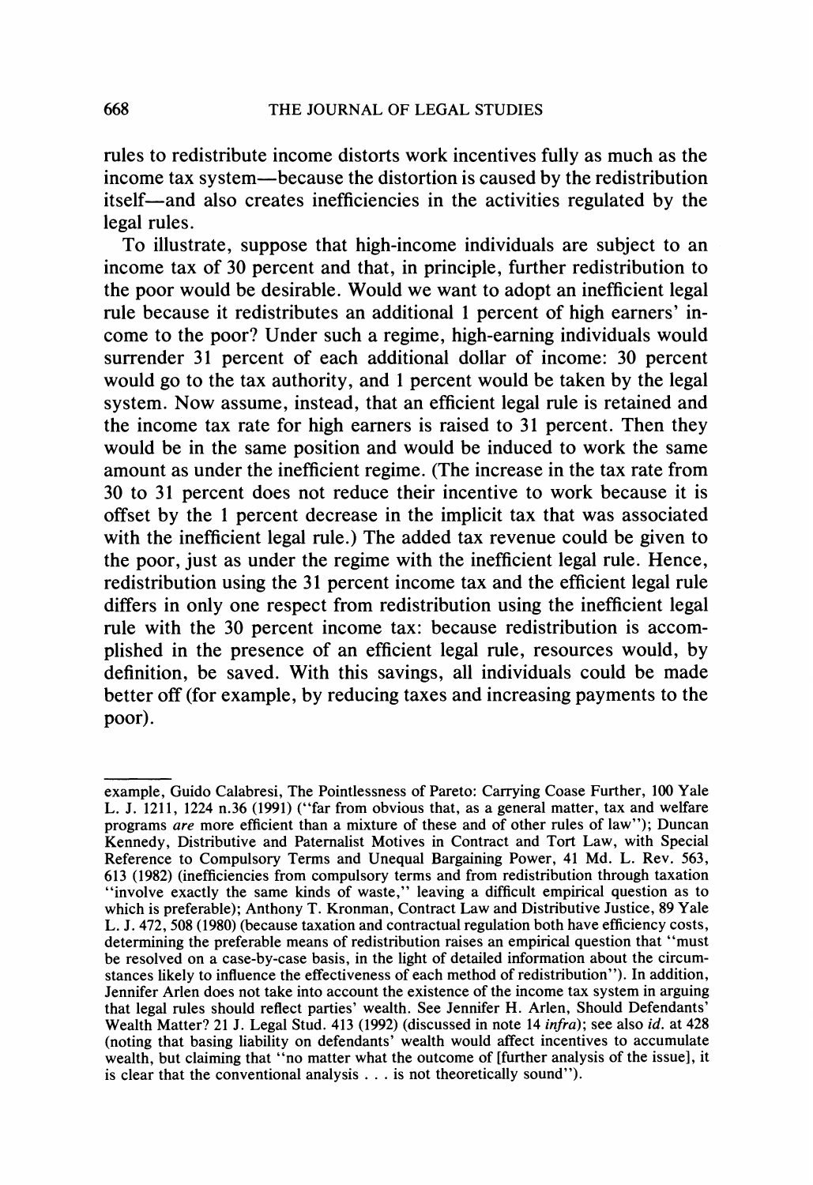rules to redistribute income distorts work incentives fully as much as the income tax system—because the distortion is caused by the redistribution itself—and also creates inefficiencies in the activities regulated by the legal rules.

To illustrate, suppose that high-income individuals are subject to an income tax of 30 percent and that, in principle, further redistribution to the poor would be desirable. Would we want to adopt an inefficient legal rule because it redistributes an additional 1 percent of high earners' income to the poor? Under such a regime, high-earning individuals would surrender 31 percent of each additional dollar of income: 30 percent would go to the tax authority, and 1 percent would be taken by the legal system. Now assume, instead, that an efficient legal rule is retained and the income tax rate for high earners is raised to 31 percent. Then they would be in the same position and would be induced to work the same amount as under the inefficient regime. (The increase in the tax rate from 30 to 31 percent does not reduce their incentive to work because it is offset by the 1 percent decrease in the implicit tax that was associated with the inefficient legal rule.) The added tax revenue could be given to the poor, just as under the regime with the inefficient legal rule. Hence, redistribution using the 31 percent income tax and the efficient legal rule differs in only one respect from redistribution using the inefficient legal rule with the 30 percent income tax: because redistribution is accomplished in the presence of an efficient legal rule, resources would, by definition, be saved. With this savings, all individuals could be made better off (for example, by reducing taxes and increasing payments to the poor).

---

example, Guido Calabresi, The Pointlessness of Pareto: Carrying Coase Further, 100 Yale L. J. 1211, 1224 n.36 (1991) ("far from obvious that, as a general matter, tax and welfare programs *are* more efficient than a mixture of these and of other rules of law"); Duncan Kennedy, Distributive and Paternalist Motives in Contract and Tort Law, with Special Reference to Compulsory Terms and Unequal Bargaining Power, 41 Md. L. Rev. 563, 613 (1982) (inefficiencies from compulsory terms and from redistribution through taxation "involve exactly the same kinds of waste," leaving a difficult empirical question as to which is preferable); Anthony T. Kronman, Contract Law and Distributive Justice, 89 Yale L. J. 472, 508 (1980) (because taxation and contractual regulation both have efficiency costs, determining the preferable means of redistribution raises an empirical question that "must be resolved on a case-by-case basis, in the light of detailed information about the circumstances likely to influence the effectiveness of each method of redistribution"). In addition, Jennifer Arlen does not take into account the existence of the income tax system in arguing that legal rules should reflect parties' wealth. See Jennifer H. Arlen, Should Defendants' Wealth Matter? 21 J. Legal Stud. 413 (1992) (discussed in note 14 *infra*); see also *id.* at 428 (noting that basing liability on defendants' wealth would affect incentives to accumulate wealth, but claiming that "no matter what the outcome of [further analysis of the issue], it is clear that the conventional analysis . . . is not theoretically sound").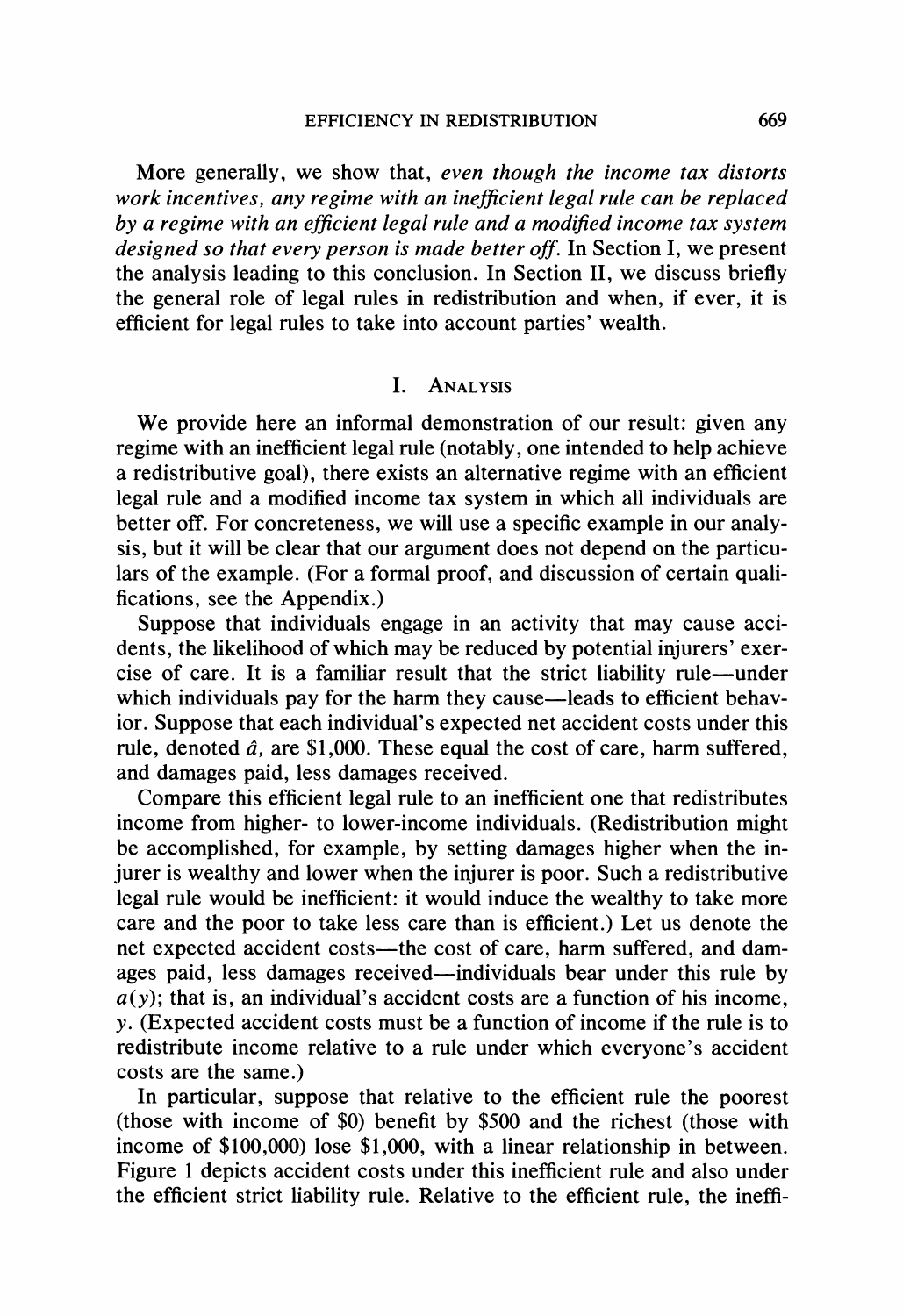More generally, we show that, *even though the income tax distorts work incentives, any regime with an inefficient legal rule can be replaced by a regime with an efficient legal rule and a modified income tax system designed so that every person is made better off.* In Section I, we present the analysis leading to this conclusion. In Section II, we discuss briefly the general role of legal rules in redistribution and when, if ever, it is efficient for legal rules to take into account parties' wealth.

## I. Analysis

We provide here an informal demonstration of our result: given any regime with an inefficient legal rule (notably, one intended to help achieve a redistributive goal), there exists an alternative regime with an efficient legal rule and a modified income tax system in which all individuals are better off. For concreteness, we will use a specific example in our analysis, but it will be clear that our argument does not depend on the particulars of the example. (For a formal proof, and discussion of certain qualifications, see the Appendix.)

Suppose that individuals engage in an activity that may cause accidents, the likelihood of which may be reduced by potential injurers' exercise of care. It is a familiar result that the strict liability rule—under which individuals pay for the harm they cause—leads to efficient behavior. Suppose that each individual's expected net accident costs under this rule, denoted $\hat{a}$, are $1,000. These equal the cost of care, harm suffered, and damages paid, less damages received.

Compare this efficient legal rule to an inefficient one that redistributes income from higher- to lower-income individuals. (Redistribution might be accomplished, for example, by setting damages higher when the injurer is wealthy and lower when the injurer is poor. Such a redistributive legal rule would be inefficient: it would induce the wealthy to take more care and the poor to take less care than is efficient.) Let us denote the net expected accident costs—the cost of care, harm suffered, and damages paid, less damages received—individuals bear under this rule by $a(y)$; that is, an individual's accident costs are a function of his income, $y$. (Expected accident costs must be a function of income if the rule is to redistribute income relative to a rule under which everyone's accident costs are the same.)

In particular, suppose that relative to the efficient rule the poorest (those with income of $0) benefit by $500 and the richest (those with income of $100,000) lose $1,000, with a linear relationship in between. Figure 1 depicts accident costs under this inefficient rule and also under the efficient strict liability rule. Relative to the efficient rule, the ineffi-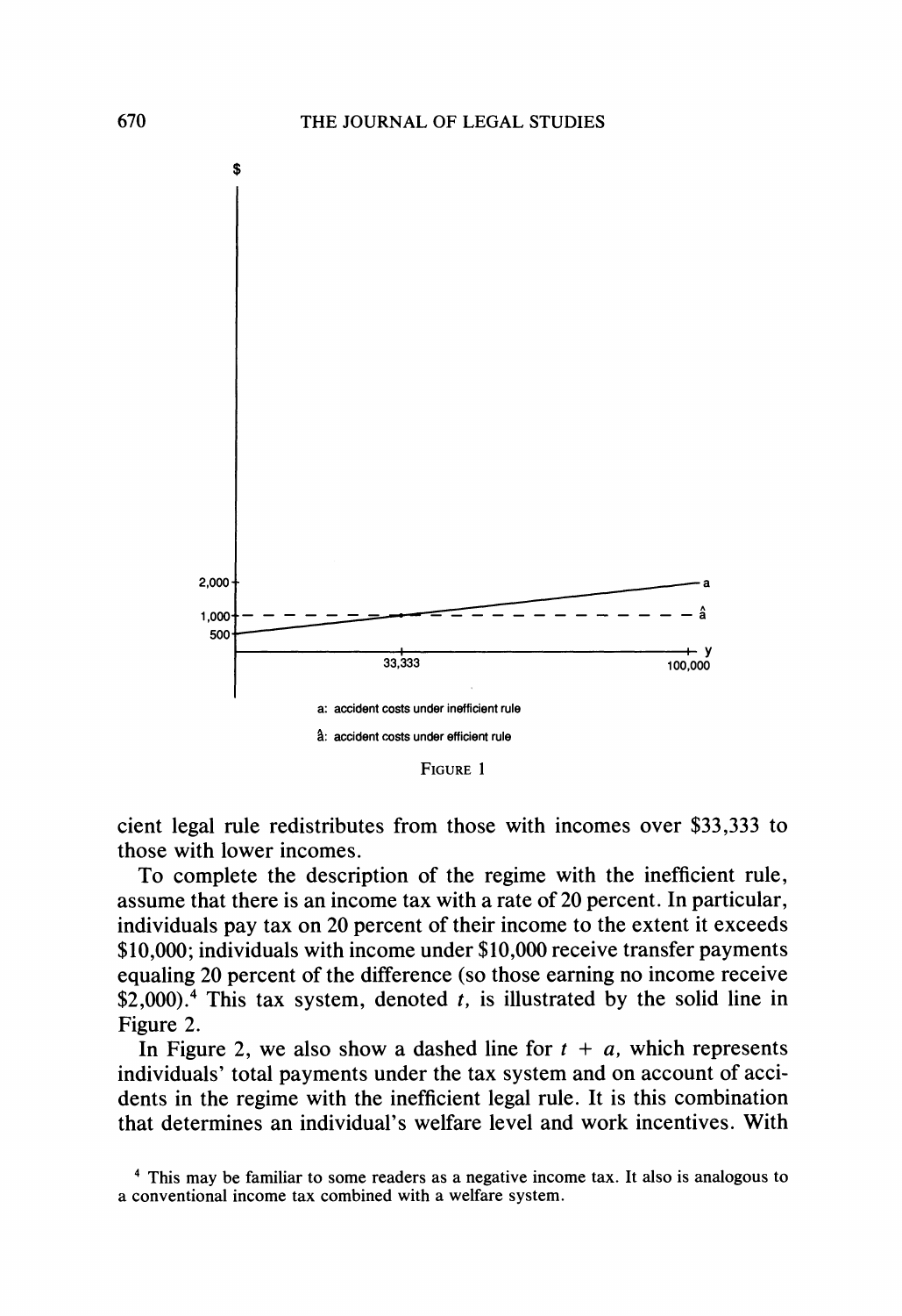FIGURE 1

cient legal rule redistributes from those with incomes over \$33,333 to those with lower incomes.

To complete the description of the regime with the inefficient rule, assume that there is an income tax with a rate of 20 percent. In particular, individuals pay tax on 20 percent of their income to the extent it exceeds \$10,000; individuals with income under \$10,000 receive transfer payments equaling 20 percent of the difference (so those earning no income receive \$2,000).[4] This tax system, denoted $t$, is illustrated by the solid line in Figure 2.

In Figure 2, we also show a dashed line for $t + a$, which represents individuals' total payments under the tax system and on account of accidents in the regime with the inefficient legal rule. It is this combination that determines an individual's welfare level and work incentives. With

[4] This may be familiar to some readers as a negative income tax. It also is analogous to a conventional income tax combined with a welfare system.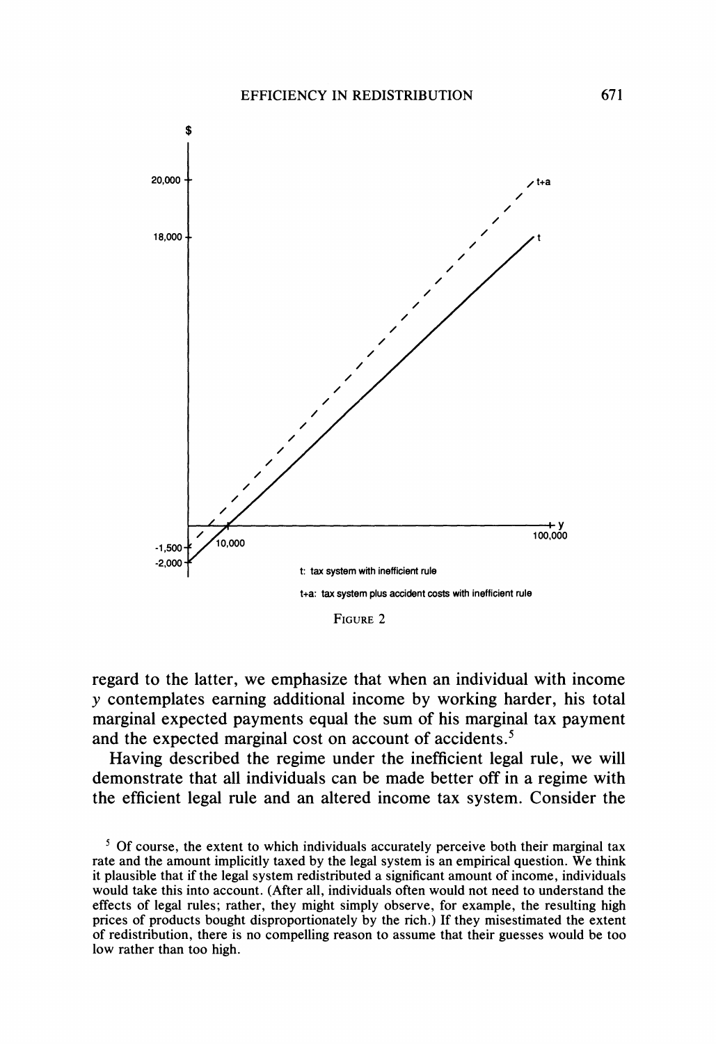$

20,000

18,000

-1,500

-2,000

10,000

100,000

y

t+a

t

t: tax system with inefficient rule

t+a: tax system plus accident costs with inefficient rule

FIGURE 2

regard to the latter, we emphasize that when an individual with income $y$ contemplates earning additional income by working harder, his total marginal expected payments equal the sum of his marginal tax payment and the expected marginal cost on account of accidents.[5]

Having described the regime under the inefficient legal rule, we will demonstrate that all individuals can be made better off in a regime with the efficient legal rule and an altered income tax system. Consider the

[5] Of course, the extent to which individuals accurately perceive both their marginal tax rate and the amount implicitly taxed by the legal system is an empirical question. We think it plausible that if the legal system redistributed a significant amount of income, individuals would take this into account. (After all, individuals often would not need to understand the effects of legal rules; rather, they might simply observe, for example, the resulting high prices of products bought disproportionately by the rich.) If they misestimated the extent of redistribution, there is no compelling reason to assume that their guesses would be too low rather than too high.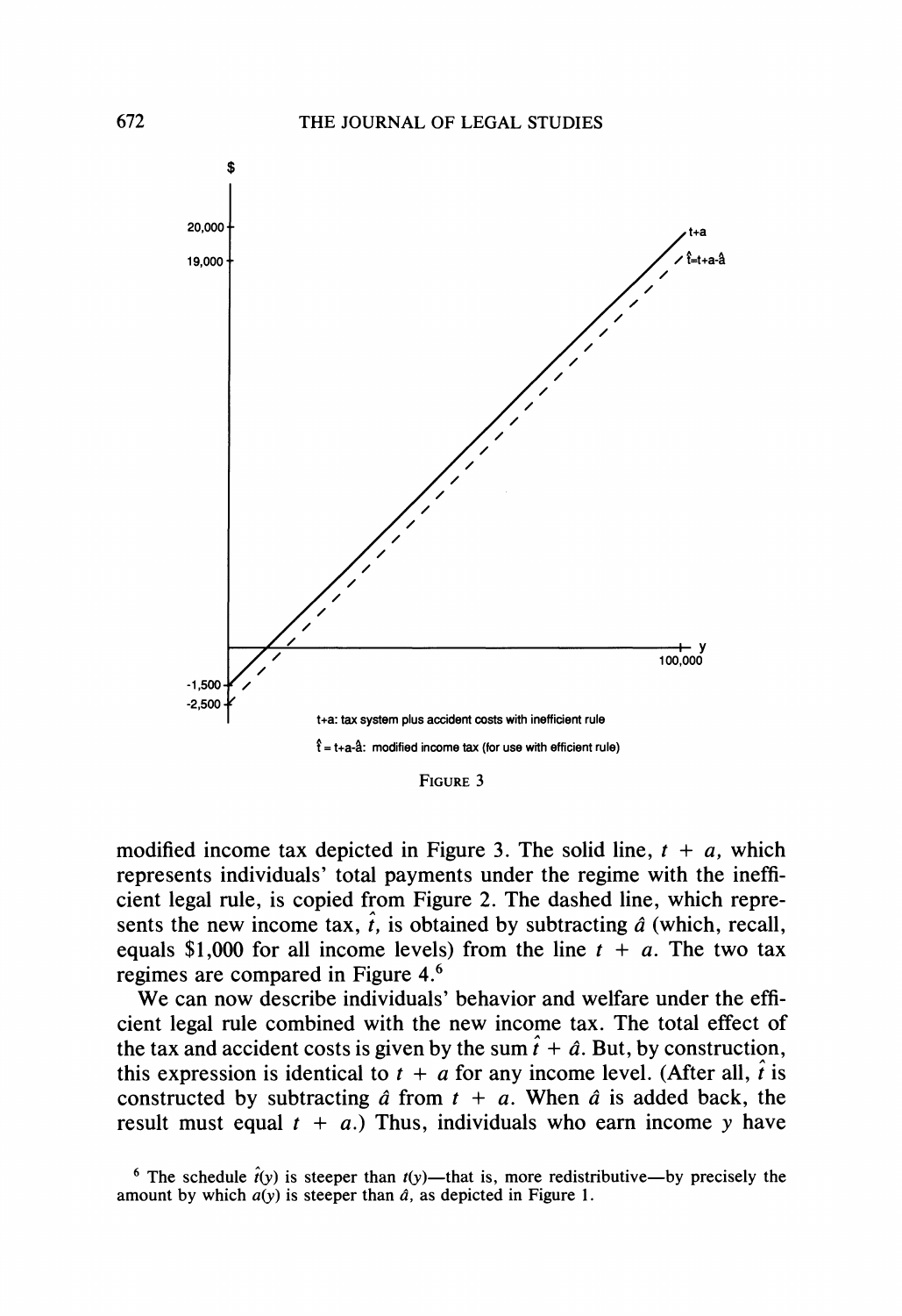FIGURE 3

modified income tax depicted in Figure 3. The solid line, $t + a$, which represents individuals' total payments under the regime with the inefficient legal rule, is copied from Figure 2. The dashed line, which represents the new income tax, $\hat{t}$, is obtained by subtracting $\hat{a}$ (which, recall, equals \$1,000 for all income levels) from the line $t + a$. The two tax regimes are compared in Figure 4.[6]

We can now describe individuals' behavior and welfare under the efficient legal rule combined with the new income tax. The total effect of the tax and accident costs is given by the sum $\hat{t} + \hat{a}$. But, by construction, this expression is identical to $t + a$ for any income level. (After all, $\hat{t}$ is constructed by subtracting $\hat{a}$ from $t + a$. When $\hat{a}$ is added back, the result must equal $t + a$.) Thus, individuals who earn income $y$ have

[6] The schedule $\hat{t}(y)$ is steeper than $t(y)$—that is, more redistributive—by precisely the amount by which $a(y)$ is steeper than $\hat{a}$, as depicted in Figure 1.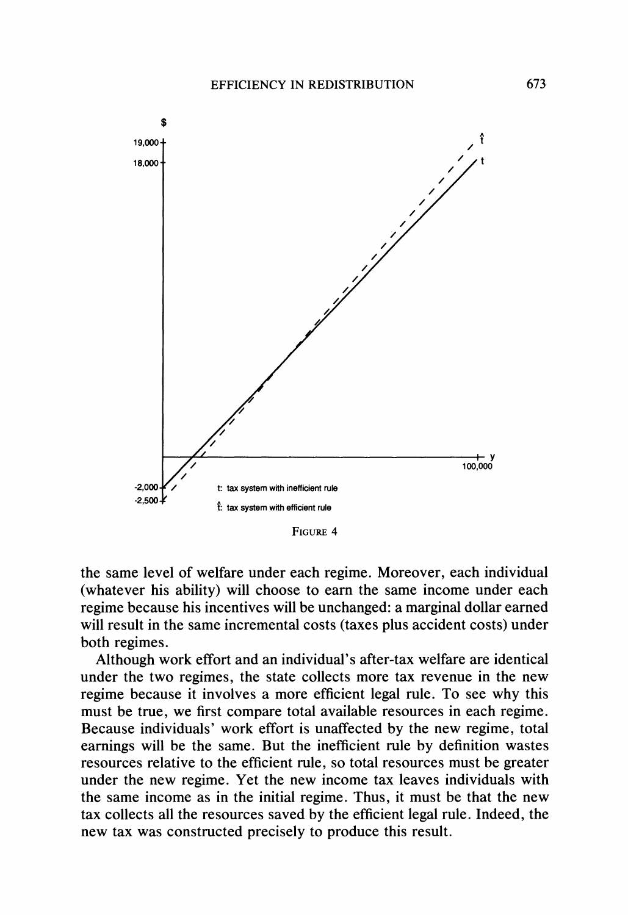FIGURE 4

the same level of welfare under each regime. Moreover, each individual (whatever his ability) will choose to earn the same income under each regime because his incentives will be unchanged: a marginal dollar earned will result in the same incremental costs (taxes plus accident costs) under both regimes.

Although work effort and an individual's after-tax welfare are identical under the two regimes, the state collects more tax revenue in the new regime because it involves a more efficient legal rule. To see why this must be true, we first compare total available resources in each regime. Because individuals' work effort is unaffected by the new regime, total earnings will be the same. But the inefficient rule by definition wastes resources relative to the efficient rule, so total resources must be greater under the new regime. Yet the new income tax leaves individuals with the same income as in the initial regime. Thus, it must be that the new tax collects all the resources saved by the efficient legal rule. Indeed, the new tax was constructed precisely to produce this result.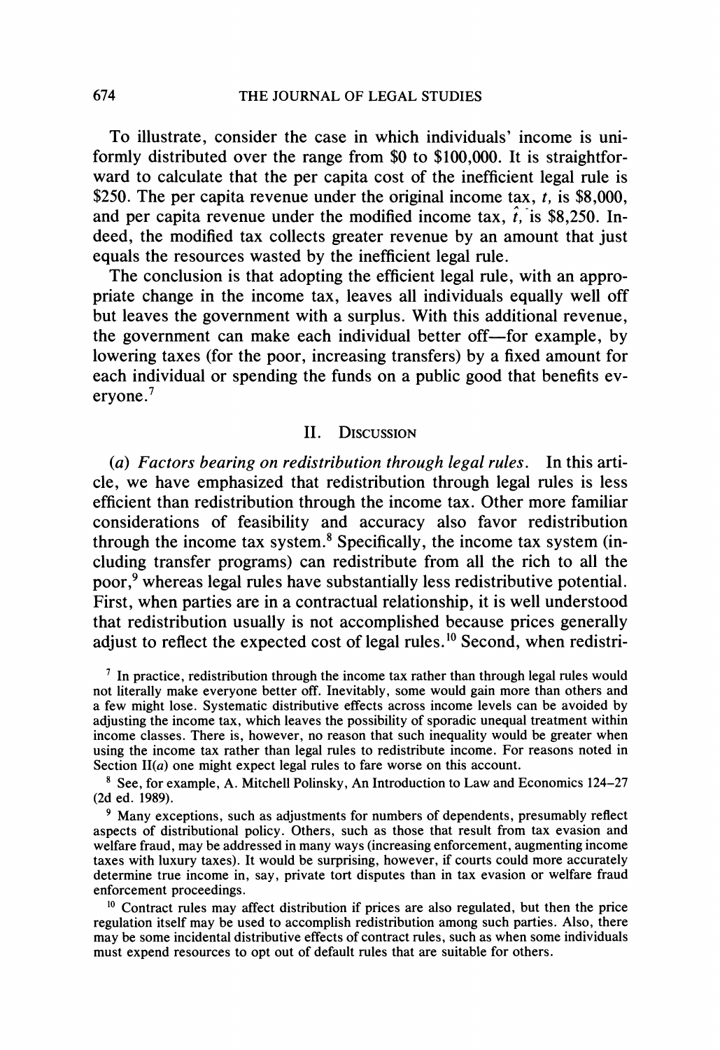To illustrate, consider the case in which individuals' income is uniformly distributed over the range from \$0 to \$100,000. It is straightforward to calculate that the per capita cost of the inefficient legal rule is \$250. The per capita revenue under the original income tax, $t$, is \$8,000, and per capita revenue under the modified income tax, $\hat{t}$, is \$8,250. Indeed, the modified tax collects greater revenue by an amount that just equals the resources wasted by the inefficient legal rule.

The conclusion is that adopting the efficient legal rule, with an appropriate change in the income tax, leaves all individuals equally well off but leaves the government with a surplus. With this additional revenue, the government can make each individual better off—for example, by lowering taxes (for the poor, increasing transfers) by a fixed amount for each individual or spending the funds on a public good that benefits everyone.[7]

## II. Discussion

*(a) Factors bearing on redistribution through legal rules.* In this article, we have emphasized that redistribution through legal rules is less efficient than redistribution through the income tax. Other more familiar considerations of feasibility and accuracy also favor redistribution through the income tax system.[8] Specifically, the income tax system (including transfer programs) can redistribute from all the rich to all the poor,[9] whereas legal rules have substantially less redistributive potential. First, when parties are in a contractual relationship, it is well understood that redistribution usually is not accomplished because prices generally adjust to reflect the expected cost of legal rules.[10] Second, when redistri-

[7] In practice, redistribution through the income tax rather than through legal rules would not literally make everyone better off. Inevitably, some would gain more than others and a few might lose. Systematic distributive effects across income levels can be avoided by adjusting the income tax, which leaves the possibility of sporadic unequal treatment within income classes. There is, however, no reason that such inequality would be greater when using the income tax rather than legal rules to redistribute income. For reasons noted in Section II(*a*) one might expect legal rules to fare worse on this account.

[8] See, for example, A. Mitchell Polinsky, An Introduction to Law and Economics 124–27 (2d ed. 1989).

[9] Many exceptions, such as adjustments for numbers of dependents, presumably reflect aspects of distributional policy. Others, such as those that result from tax evasion and welfare fraud, may be addressed in many ways (increasing enforcement, augmenting income taxes with luxury taxes). It would be surprising, however, if courts could more accurately determine true income in, say, private tort disputes than in tax evasion or welfare fraud enforcement proceedings.

[10] Contract rules may affect distribution if prices are also regulated, but then the price regulation itself may be used to accomplish redistribution among such parties. Also, there may be some incidental distributive effects of contract rules, such as when some individuals must expend resources to opt out of default rules that are suitable for others.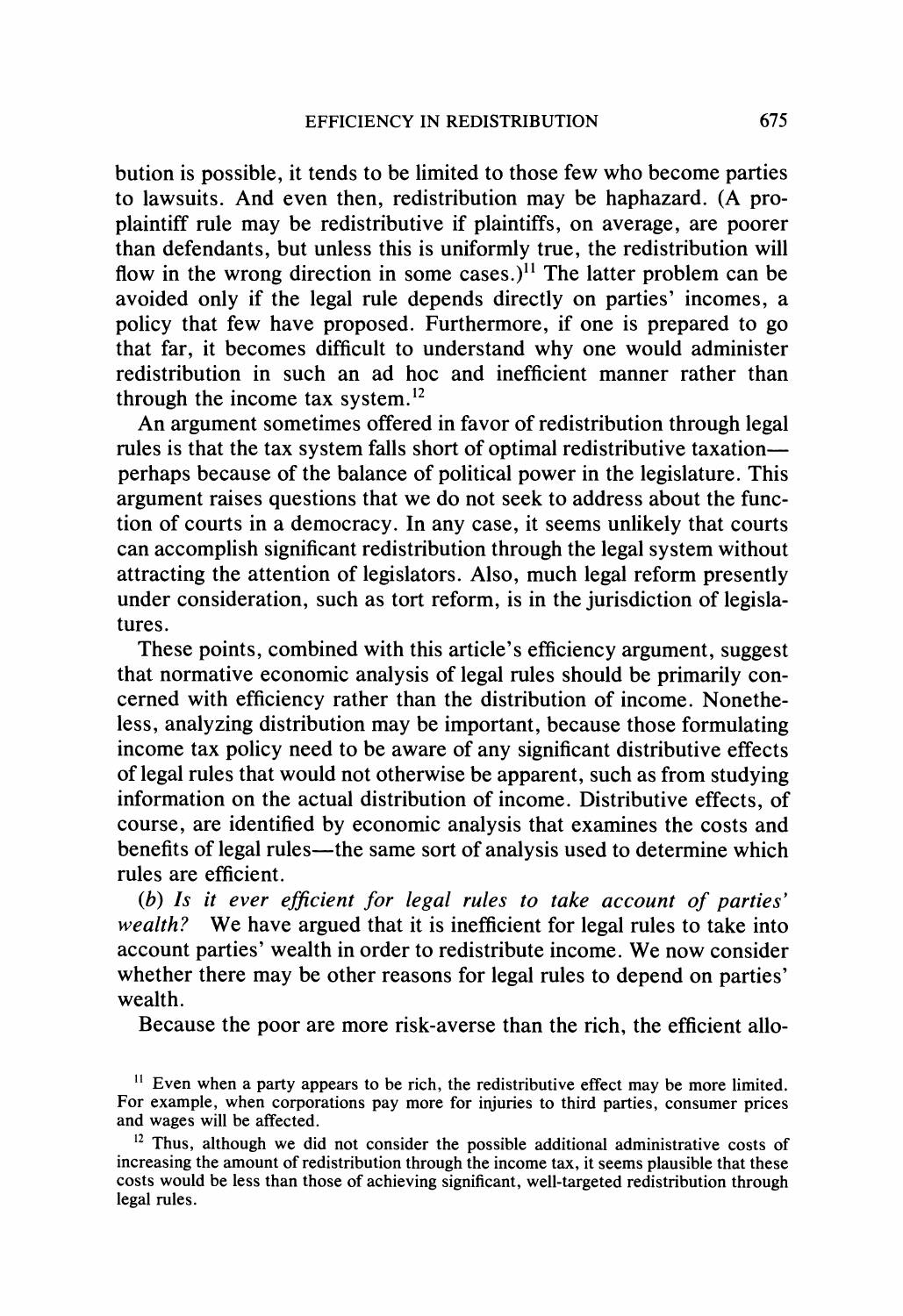bution is possible, it tends to be limited to those few who become parties to lawsuits. And even then, redistribution may be haphazard. (A pro-plaintiff rule may be redistributive if plaintiffs, on average, are poorer than defendants, but unless this is uniformly true, the redistribution will flow in the wrong direction in some cases.)[11] The latter problem can be avoided only if the legal rule depends directly on parties' incomes, a policy that few have proposed. Furthermore, if one is prepared to go that far, it becomes difficult to understand why one would administer redistribution in such an ad hoc and inefficient manner rather than through the income tax system.[12]

An argument sometimes offered in favor of redistribution through legal rules is that the tax system falls short of optimal redistributive taxation—perhaps because of the balance of political power in the legislature. This argument raises questions that we do not seek to address about the function of courts in a democracy. In any case, it seems unlikely that courts can accomplish significant redistribution through the legal system without attracting the attention of legislators. Also, much legal reform presently under consideration, such as tort reform, is in the jurisdiction of legislatures.

These points, combined with this article's efficiency argument, suggest that normative economic analysis of legal rules should be primarily concerned with efficiency rather than the distribution of income. Nonetheless, analyzing distribution may be important, because those formulating income tax policy need to be aware of any significant distributive effects of legal rules that would not otherwise be apparent, such as from studying information on the actual distribution of income. Distributive effects, of course, are identified by economic analysis that examines the costs and benefits of legal rules—the same sort of analysis used to determine which rules are efficient.

*(b) Is it ever efficient for legal rules to take account of parties' wealth?* We have argued that it is inefficient for legal rules to take into account parties' wealth in order to redistribute income. We now consider whether there may be other reasons for legal rules to depend on parties' wealth.

Because the poor are more risk-averse than the rich, the efficient allo-

[11] Even when a party appears to be rich, the redistributive effect may be more limited. For example, when corporations pay more for injuries to third parties, consumer prices and wages will be affected.

[12] Thus, although we did not consider the possible additional administrative costs of increasing the amount of redistribution through the income tax, it seems plausible that these costs would be less than those of achieving significant, well-targeted redistribution through legal rules.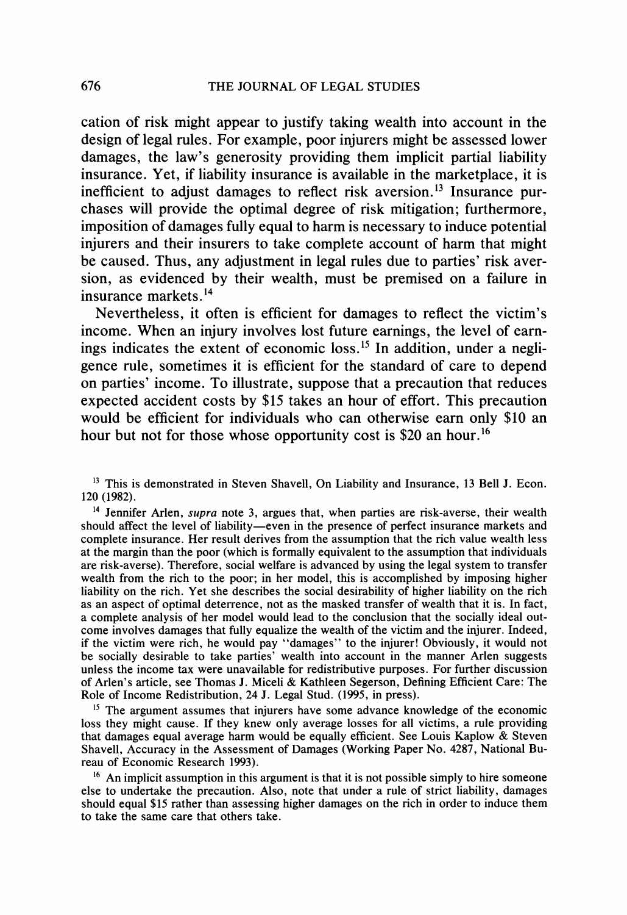cation of risk might appear to justify taking wealth into account in the design of legal rules. For example, poor injurers might be assessed lower damages, the law's generosity providing them implicit partial liability insurance. Yet, if liability insurance is available in the marketplace, it is inefficient to adjust damages to reflect risk aversion.[13] Insurance purchases will provide the optimal degree of risk mitigation; furthermore, imposition of damages fully equal to harm is necessary to induce potential injurers and their insurers to take complete account of harm that might be caused. Thus, any adjustment in legal rules due to parties' risk aversion, as evidenced by their wealth, must be premised on a failure in insurance markets.[14]

Nevertheless, it often is efficient for damages to reflect the victim's income. When an injury involves lost future earnings, the level of earnings indicates the extent of economic loss.[15] In addition, under a negligence rule, sometimes it is efficient for the standard of care to depend on parties' income. To illustrate, suppose that a precaution that reduces expected accident costs by $15 takes an hour of effort. This precaution would be efficient for individuals who can otherwise earn only $10 an hour but not for those whose opportunity cost is $20 an hour.[16]

[13] This is demonstrated in Steven Shavell, On Liability and Insurance, 13 Bell J. Econ. 120 (1982).

[14] Jennifer Arlen, *supra* note 3, argues that, when parties are risk-averse, their wealth should affect the level of liability—even in the presence of perfect insurance markets and complete insurance. Her result derives from the assumption that the rich value wealth less at the margin than the poor (which is formally equivalent to the assumption that individuals are risk-averse). Therefore, social welfare is advanced by using the legal system to transfer wealth from the rich to the poor; in her model, this is accomplished by imposing higher liability on the rich. Yet she describes the social desirability of higher liability on the rich as an aspect of optimal deterrence, not as the masked transfer of wealth that it is. In fact, a complete analysis of her model would lead to the conclusion that the socially ideal outcome involves damages that fully equalize the wealth of the victim and the injurer. Indeed, if the victim were rich, he would pay "damages" to the injurer! Obviously, it would not be socially desirable to take parties' wealth into account in the manner Arlen suggests unless the income tax were unavailable for redistributive purposes. For further discussion of Arlen's article, see Thomas J. Miceli & Kathleen Segerson, Defining Efficient Care: The Role of Income Redistribution, 24 J. Legal Stud. (1995, in press).

[15] The argument assumes that injurers have some advance knowledge of the economic loss they might cause. If they knew only average losses for all victims, a rule providing that damages equal average harm would be equally efficient. See Louis Kaplow & Steven Shavell, Accuracy in the Assessment of Damages (Working Paper No. 4287, National Bureau of Economic Research 1993).

[16] An implicit assumption in this argument is that it is not possible simply to hire someone else to undertake the precaution. Also, note that under a rule of strict liability, damages should equal $15 rather than assessing higher damages on the rich in order to induce them to take the same care that others take.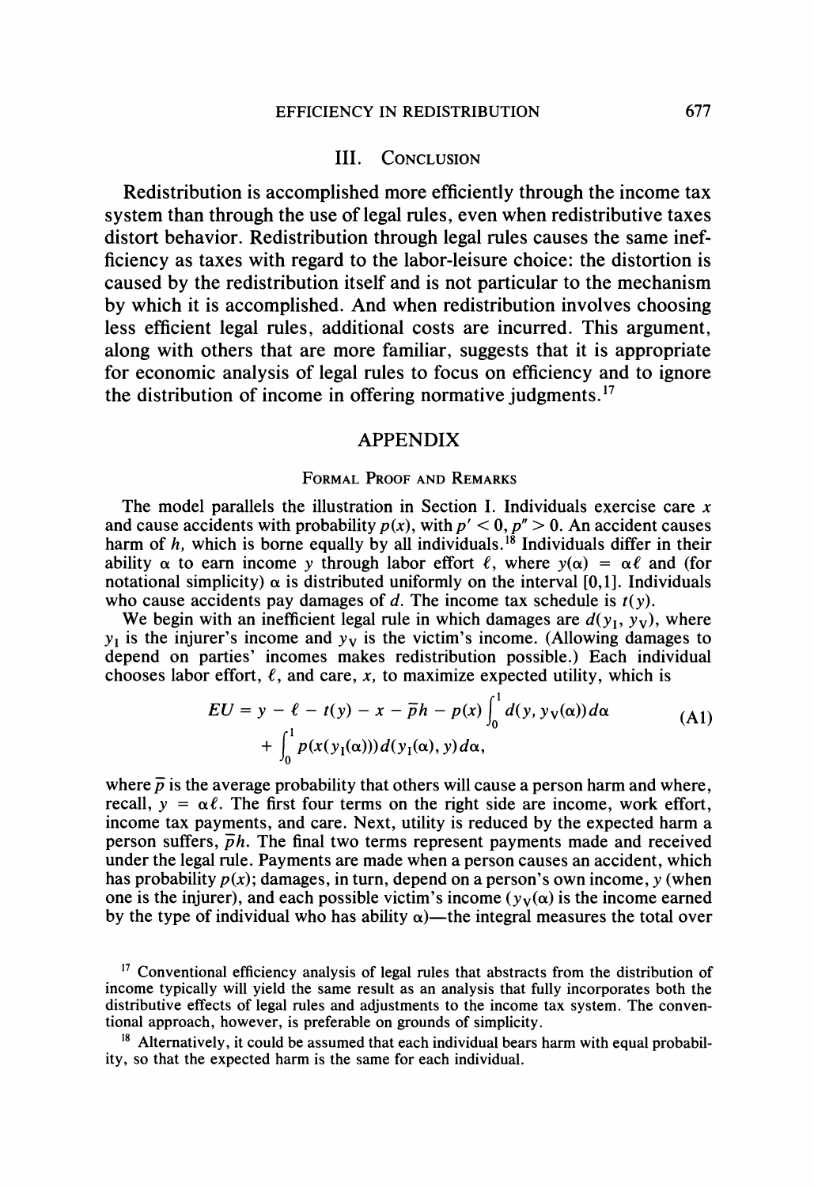## III. Conclusion

Redistribution is accomplished more efficiently through the income tax system than through the use of legal rules, even when redistributive taxes distort behavior. Redistribution through legal rules causes the same inefficiency as taxes with regard to the labor-leisure choice: the distortion is caused by the redistribution itself and is not particular to the mechanism by which it is accomplished. And when redistribution involves choosing less efficient legal rules, additional costs are incurred. This argument, along with others that are more familiar, suggests that it is appropriate for economic analysis of legal rules to focus on efficiency and to ignore the distribution of income in offering normative judgments.[17]

# APPENDIX

### Formal Proof and Remarks

The model parallels the illustration in Section I. Individuals exercise care $x$ and cause accidents with probability $p(x)$, with $p' < 0, p'' > 0$. An accident causes harm of $h$, which is borne equally by all individuals.[18] Individuals differ in their ability $\alpha$ to earn income $y$ through labor effort $\ell$, where $y(\alpha) = \alpha\ell$ and (for notational simplicity) $\alpha$ is distributed uniformly on the interval [0,1]. Individuals who cause accidents pay damages of $d$. The income tax schedule is $t(y)$.

We begin with an inefficient legal rule in which damages are $d(y_I, y_V)$, where $y_I$ is the injurer's income and $y_V$ is the victim's income. (Allowing damages to depend on parties' incomes makes redistribution possible.) Each individual chooses labor effort, $\ell$, and care, $x$, to maximize expected utility, which is

$$EU = y - \ell - t(y) - x - \bar{p}h - p(x)\int_0^1 d(y, y_V(\alpha))d\alpha + \int_0^1 p(x(y_I(\alpha)))d(y_I(\alpha), y)d\alpha, \tag{A1}$$

where $\bar{p}$ is the average probability that others will cause a person harm and where, recall, $y = \alpha\ell$. The first four terms on the right side are income, work effort, income tax payments, and care. Next, utility is reduced by the expected harm a person suffers, $\bar{p}h$. The final two terms represent payments made and received under the legal rule. Payments are made when a person causes an accident, which has probability $p(x)$; damages, in turn, depend on a person's own income, $y$ (when one is the injurer), and each possible victim's income ($y_V(\alpha)$ is the income earned by the type of individual who has ability $\alpha$)—the integral measures the total over

[17] Conventional efficiency analysis of legal rules that abstracts from the distribution of income typically will yield the same result as an analysis that fully incorporates both the distributive effects of legal rules and adjustments to the income tax system. The conventional approach, however, is preferable on grounds of simplicity.

[18] Alternatively, it could be assumed that each individual bears harm with equal probability, so that the expected harm is the same for each individual.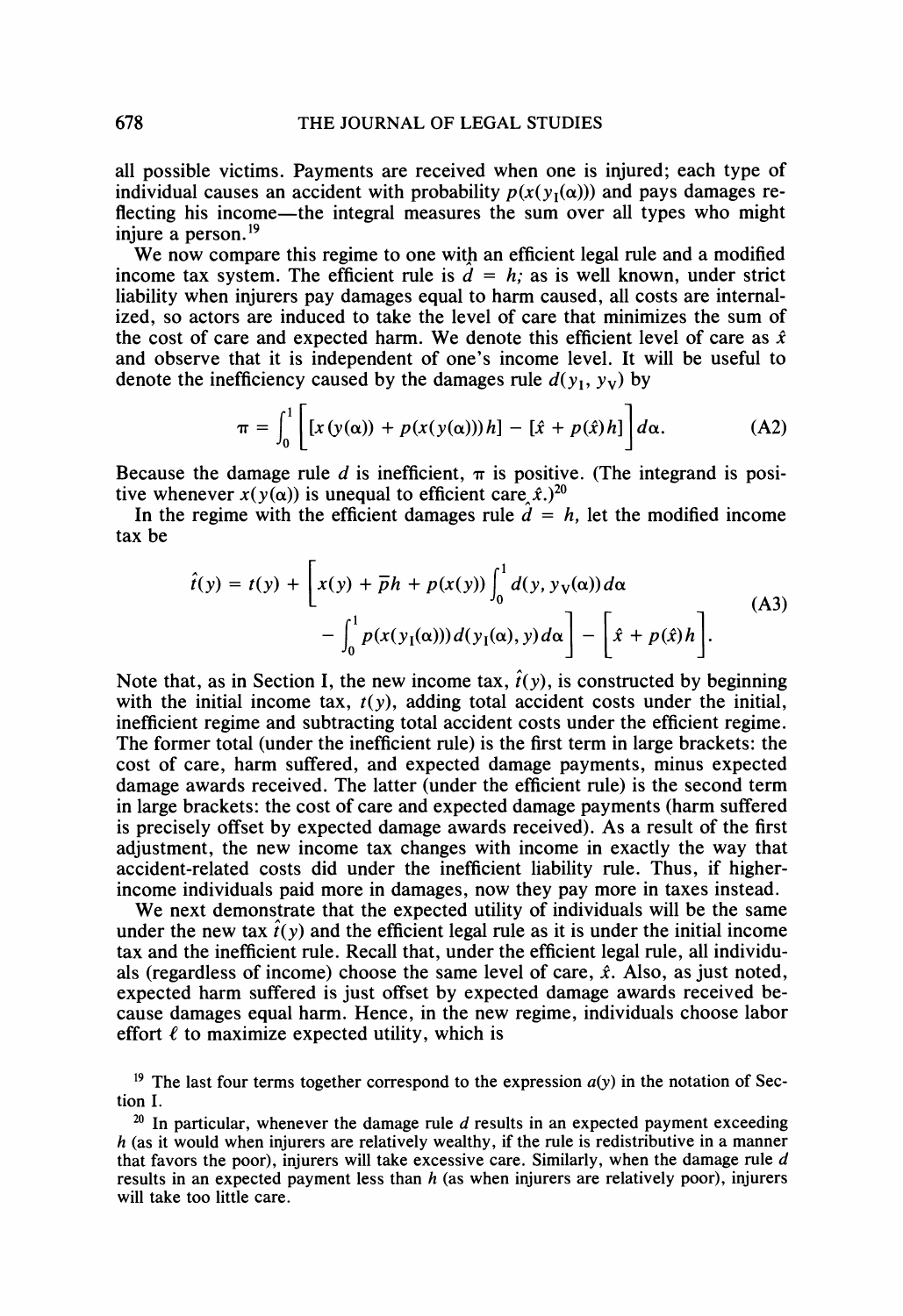all possible victims. Payments are received when one is injured; each type of individual causes an accident with probability $p(x(y_I(\alpha)))$ and pays damages reflecting his income—the integral measures the sum over all types who might injure a person.[19]

We now compare this regime to one with an efficient legal rule and a modified income tax system. The efficient rule is $\hat{d} = h$; as is well known, under strict liability when injurers pay damages equal to harm caused, all costs are internalized, so actors are induced to take the level of care that minimizes the sum of the cost of care and expected harm. We denote this efficient level of care as $\hat{x}$ and observe that it is independent of one's income level. It will be useful to denote the inefficiency caused by the damages rule $d(y_I, y_V)$ by

$$\pi = \int_0^1 \left[ [x(y(\alpha)) + p(x(y(\alpha)))h] - [\hat{x} + p(\hat{x})h] \right] d\alpha. \tag{A2}$$

Because the damage rule $d$ is inefficient, $\pi$ is positive. (The integrand is positive whenever $x(y(\alpha))$ is unequal to efficient care $\hat{x}$.)[20]

In the regime with the efficient damages rule $\hat{d} = h$, let the modified income tax be

$$\hat{t}(y) = t(y) + \left[ x(y) + \bar{p}h + p(x(y)) \int_0^1 d(y, y_V(\alpha))\, d\alpha - \int_0^1 p(x(y_I(\alpha)))\, d(y_I(\alpha), y)\, d\alpha \right] - \left[ \hat{x} + p(\hat{x})h \right]. \tag{A3}$$

Note that, as in Section I, the new income tax, $\hat{t}(y)$, is constructed by beginning with the initial income tax, $t(y)$, adding total accident costs under the initial, inefficient regime and subtracting total accident costs under the efficient regime. The former total (under the inefficient rule) is the first term in large brackets: the cost of care, harm suffered, and expected damage payments, minus expected damage awards received. The latter (under the efficient rule) is the second term in large brackets: the cost of care and expected damage payments (harm suffered is precisely offset by expected damage awards received). As a result of the first adjustment, the new income tax changes with income in exactly the way that accident-related costs did under the inefficient liability rule. Thus, if higher-income individuals paid more in damages, now they pay more in taxes instead.

We next demonstrate that the expected utility of individuals will be the same under the new tax $\hat{t}(y)$ and the efficient legal rule as it is under the initial income tax and the inefficient rule. Recall that, under the efficient legal rule, all individuals (regardless of income) choose the same level of care, $\hat{x}$. Also, as just noted, expected harm suffered is just offset by expected damage awards received because damages equal harm. Hence, in the new regime, individuals choose labor effort $\ell$ to maximize expected utility, which is

[19] The last four terms together correspond to the expression $a(y)$ in the notation of Section I.

[20] In particular, whenever the damage rule $d$ results in an expected payment exceeding $h$ (as it would when injurers are relatively wealthy, if the rule is redistributive in a manner that favors the poor), injurers will take excessive care. Similarly, when the damage rule $d$ results in an expected payment less than $h$ (as when injurers are relatively poor), injurers will take too little care.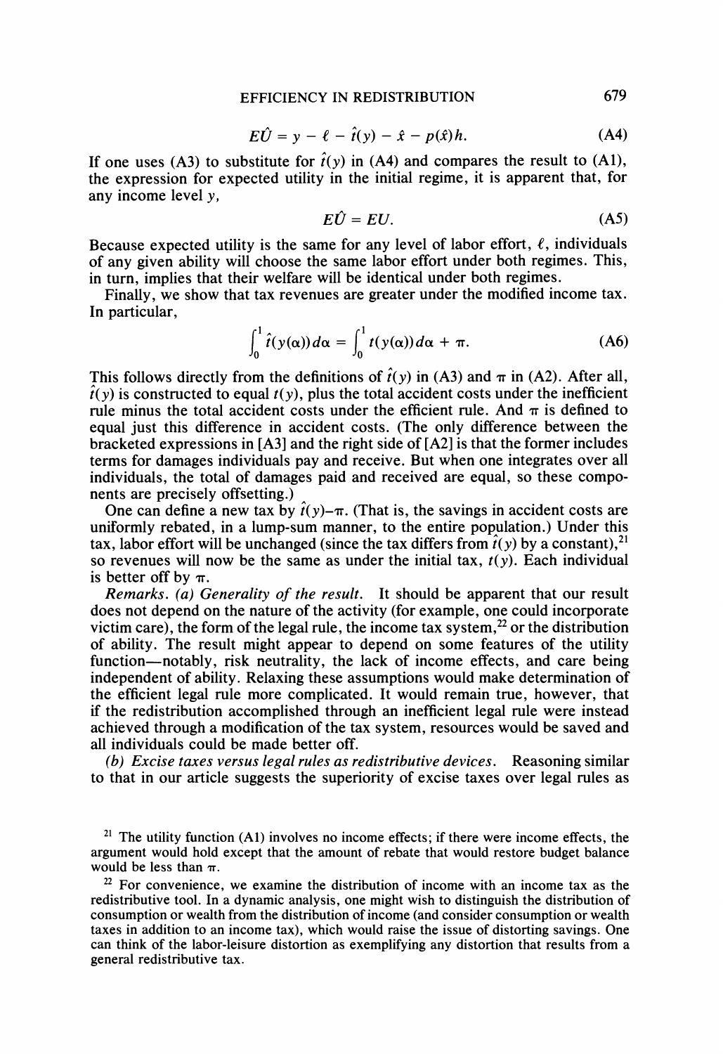$$E\hat{U} = y - \ell - \hat{t}(y) - \hat{x} - p(\hat{x})h. \tag{A4}$$

If one uses (A3) to substitute for $\hat{t}(y)$ in (A4) and compares the result to (A1), the expression for expected utility in the initial regime, it is apparent that, for any income level $y$,

$$E\hat{U} = EU. \tag{A5}$$

Because expected utility is the same for any level of labor effort, $\ell$, individuals of any given ability will choose the same labor effort under both regimes. This, in turn, implies that their welfare will be identical under both regimes.

Finally, we show that tax revenues are greater under the modified income tax. In particular,

$$\int_0^1 \hat{t}(y(\alpha))d\alpha = \int_0^1 t(y(\alpha))d\alpha + \pi. \tag{A6}$$

This follows directly from the definitions of $\hat{t}(y)$ in (A3) and $\pi$ in (A2). After all, $\hat{t}(y)$ is constructed to equal $t(y)$, plus the total accident costs under the inefficient rule minus the total accident costs under the efficient rule. And $\pi$ is defined to equal just this difference in accident costs. (The only difference between the bracketed expressions in [A3] and the right side of [A2] is that the former includes terms for damages individuals pay and receive. But when one integrates over all individuals, the total of damages paid and received are equal, so these components are precisely offsetting.)

One can define a new tax by $\hat{t}(y) - \pi$. (That is, the savings in accident costs are uniformly rebated, in a lump-sum manner, to the entire population.) Under this tax, labor effort will be unchanged (since the tax differs from $\hat{t}(y)$ by a constant),[21] so revenues will now be the same as under the initial tax, $t(y)$. Each individual is better off by $\pi$.

*Remarks. (a) Generality of the result.* It should be apparent that our result does not depend on the nature of the activity (for example, one could incorporate victim care), the form of the legal rule, the income tax system,[22] or the distribution of ability. The result might appear to depend on some features of the utility function—notably, risk neutrality, the lack of income effects, and care being independent of ability. Relaxing these assumptions would make determination of the efficient legal rule more complicated. It would remain true, however, that if the redistribution accomplished through an inefficient legal rule were instead achieved through a modification of the tax system, resources would be saved and all individuals could be made better off.

*(b) Excise taxes versus legal rules as redistributive devices.* Reasoning similar to that in our article suggests the superiority of excise taxes over legal rules as

---

[21] The utility function (A1) involves no income effects; if there were income effects, the argument would hold except that the amount of rebate that would restore budget balance would be less than $\pi$.

[22] For convenience, we examine the distribution of income with an income tax as the redistributive tool. In a dynamic analysis, one might wish to distinguish the distribution of consumption or wealth from the distribution of income (and consider consumption or wealth taxes in addition to an income tax), which would raise the issue of distorting savings. One can think of the labor-leisure distortion as exemplifying any distortion that results from a general redistributive tax.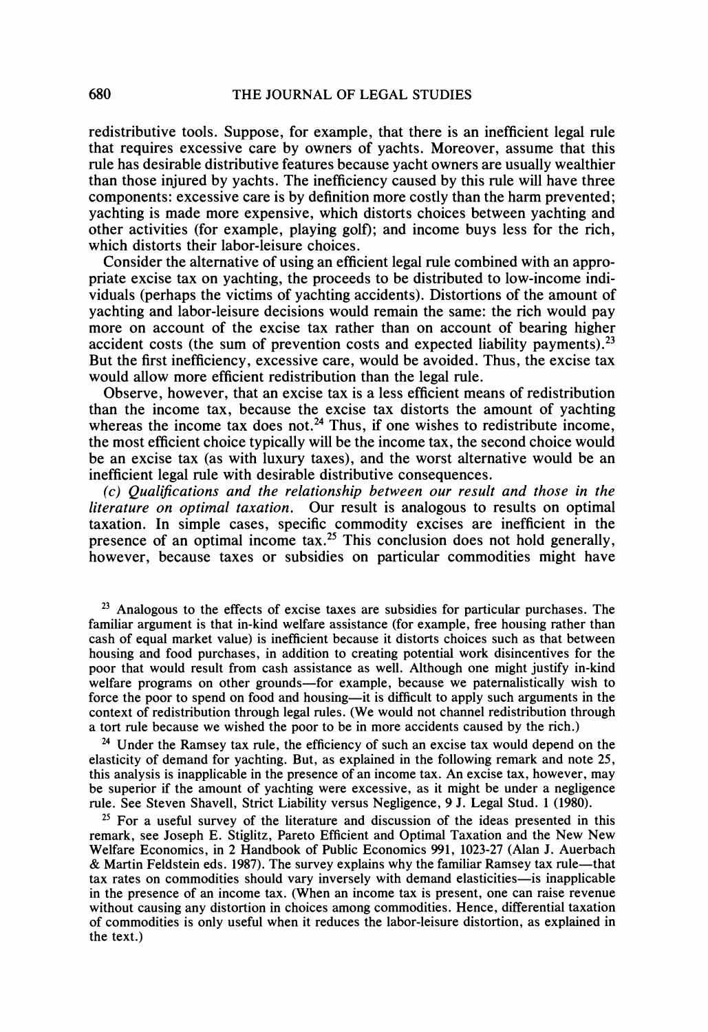redistributive tools. Suppose, for example, that there is an inefficient legal rule that requires excessive care by owners of yachts. Moreover, assume that this rule has desirable distributive features because yacht owners are usually wealthier than those injured by yachts. The inefficiency caused by this rule will have three components: excessive care is by definition more costly than the harm prevented; yachting is made more expensive, which distorts choices between yachting and other activities (for example, playing golf); and income buys less for the rich, which distorts their labor-leisure choices.

Consider the alternative of using an efficient legal rule combined with an appropriate excise tax on yachting, the proceeds to be distributed to low-income individuals (perhaps the victims of yachting accidents). Distortions of the amount of yachting and labor-leisure decisions would remain the same: the rich would pay more on account of the excise tax rather than on account of bearing higher accident costs (the sum of prevention costs and expected liability payments).[23] But the first inefficiency, excessive care, would be avoided. Thus, the excise tax would allow more efficient redistribution than the legal rule.

Observe, however, that an excise tax is a less efficient means of redistribution than the income tax, because the excise tax distorts the amount of yachting whereas the income tax does not.[24] Thus, if one wishes to redistribute income, the most efficient choice typically will be the income tax, the second choice would be an excise tax (as with luxury taxes), and the worst alternative would be an inefficient legal rule with desirable distributive consequences.

*(c) Qualifications and the relationship between our result and those in the literature on optimal taxation.* Our result is analogous to results on optimal taxation. In simple cases, specific commodity excises are inefficient in the presence of an optimal income tax.[25] This conclusion does not hold generally, however, because taxes or subsidies on particular commodities might have

---

[23] Analogous to the effects of excise taxes are subsidies for particular purchases. The familiar argument is that in-kind welfare assistance (for example, free housing rather than cash of equal market value) is inefficient because it distorts choices such as that between housing and food purchases, in addition to creating potential work disincentives for the poor that would result from cash assistance as well. Although one might justify in-kind welfare programs on other grounds—for example, because we paternalistically wish to force the poor to spend on food and housing—it is difficult to apply such arguments in the context of redistribution through legal rules. (We would not channel redistribution through a tort rule because we wished the poor to be in more accidents caused by the rich.)

[24] Under the Ramsey tax rule, the efficiency of such an excise tax would depend on the elasticity of demand for yachting. But, as explained in the following remark and note 25, this analysis is inapplicable in the presence of an income tax. An excise tax, however, may be superior if the amount of yachting were excessive, as it might be under a negligence rule. See Steven Shavell, Strict Liability versus Negligence, 9 J. Legal Stud. 1 (1980).

[25] For a useful survey of the literature and discussion of the ideas presented in this remark, see Joseph E. Stiglitz, Pareto Efficient and Optimal Taxation and the New New Welfare Economics, in 2 Handbook of Public Economics 991, 1023-27 (Alan J. Auerbach & Martin Feldstein eds. 1987). The survey explains why the familiar Ramsey tax rule—that tax rates on commodities should vary inversely with demand elasticities—is inapplicable in the presence of an income tax. (When an income tax is present, one can raise revenue without causing any distortion in choices among commodities. Hence, differential taxation of commodities is only useful when it reduces the labor-leisure distortion, as explained in the text.)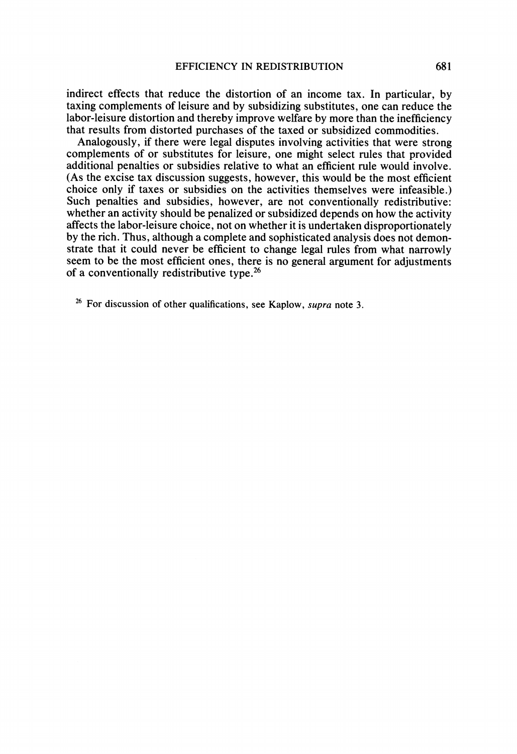indirect effects that reduce the distortion of an income tax. In particular, by taxing complements of leisure and by subsidizing substitutes, one can reduce the labor-leisure distortion and thereby improve welfare by more than the inefficiency that results from distorted purchases of the taxed or subsidized commodities.

Analogously, if there were legal disputes involving activities that were strong complements of or substitutes for leisure, one might select rules that provided additional penalties or subsidies relative to what an efficient rule would involve. (As the excise tax discussion suggests, however, this would be the most efficient choice only if taxes or subsidies on the activities themselves were infeasible.) Such penalties and subsidies, however, are not conventionally redistributive: whether an activity should be penalized or subsidized depends on how the activity affects the labor-leisure choice, not on whether it is undertaken disproportionately by the rich. Thus, although a complete and sophisticated analysis does not demonstrate that it could never be efficient to change legal rules from what narrowly seem to be the most efficient ones, there is no general argument for adjustments of a conventionally redistributive type.[26]

[26] For discussion of other qualifications, see Kaplow, *supra* note 3.